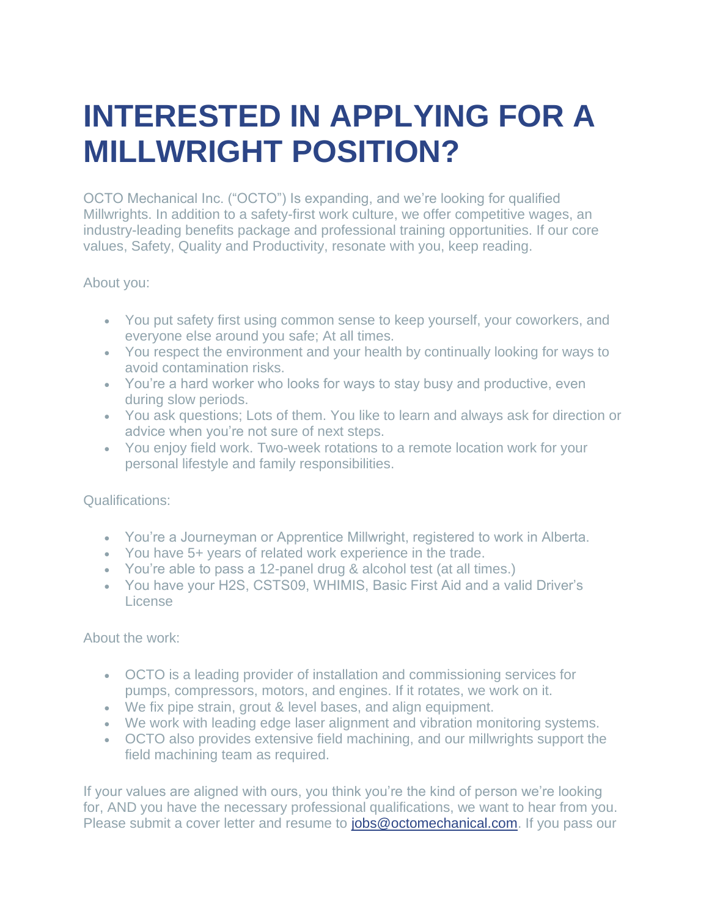# INTERESTED IN APPLYING FOR A MILLWRIGHT POSITION?

OCTO Mechanical Inc. ("OCTO") Is expanding, and we're looking for qualified Millwrights. In addition to a safety-first work culture, we offer competitive wages, an industry-leading benefits package and professional training opportunities. If our core values, Safety, Quality and Productivity, resonate with you, keep reading.

About you:

- You put safety first using common sense to keep yourself, your coworkers, and everyone else around you safe; At all times.
- You respect the environment and your health by continually looking for ways to avoid contamination risks.
- You're a hard worker who looks for ways to stay busy and productive, even during slow periods.
- You ask questions; Lots of them. You like to learn and always ask for direction or advice when you're not sure of next steps.
- You enjoy field work. Two-week rotations to a remote location work for your personal lifestyle and family responsibilities.

Qualifications:

- You're a Journeyman or Apprentice Millwright, registered to work in Alberta.
- You have 5+ years of related work experience in the trade.
- You're able to pass a 12-panel drug & alcohol test (at all times.)
- You have your H2S, CSTS09, WHIMIS, Basic First Aid and a valid Driver's License

About the work:

- OCTO is a leading provider of installation and commissioning services for pumps, compressors, motors, and engines. If it rotates, we work on it.
- We fix pipe strain, grout & level bases, and align equipment.
- We work with leading edge laser alignment and vibration monitoring systems.
- OCTO also provides extensive field machining, and our millwrights support the field machining team as required.

If your values are aligned with ours, you think you're the kind of person we're looking for, AND you have the necessary professional qualifications, we want to hear from you. Please submit a cover letter and resume to jobs@octomechanical.com. If you pass our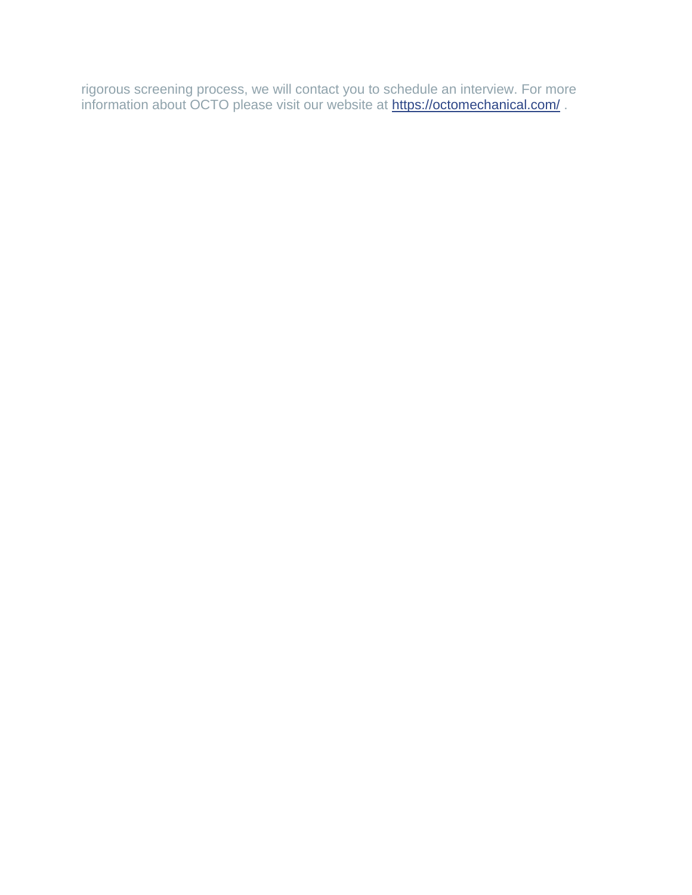rigorous screening process, we will contact you to schedule an interview. For more information about OCTO please visit our website at [https://octomechanical.com/](https://octomechanical.com/) .